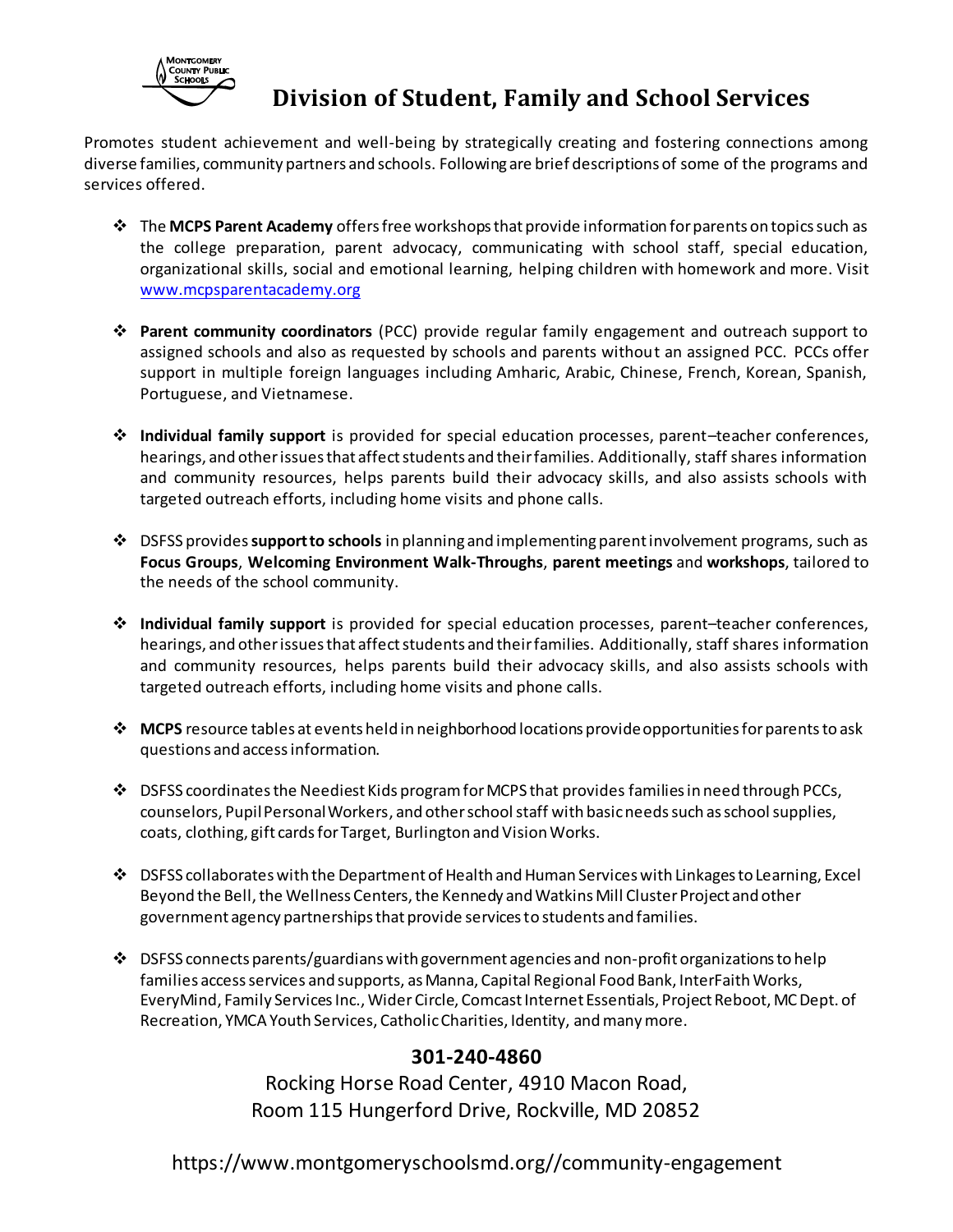# Division of Student, Family and School Services

Promotes student achievement and well-being by strategically creating and fostering connections among diverse families, community partners and schools. Following are brief descriptions of some of the programs and services offered.

- The **MCPS Parent Academy** offers free workshops that provide information for parents on topics such as the college preparation, parent advocacy, communicating with school staff, special education, organizational skills, social and emotional learning, helping children with homework and more. Visit www.mcpsparentacademy.org

- **Parent community coordinators** (PCC) provide regular family engagement and outreach support to assigned schools and also as requested by schools and parents without an assigned PCC. PCCs offer support in multiple foreign languages including Amharic, Arabic, Chinese, French, Korean, Spanish, Portuguese, and Vietnamese.

- **Individual family support** is provided for special education processes, parent–teacher conferences, hearings, and other issues that affect students and their families. Additionally, staff shares information and community resources, helps parents build their advocacy skills, and also assists schools with targeted outreach efforts, including home visits and phone calls.

- DSFSS provides **support to schools** in planning and implementing parent involvement programs, such as **Focus Groups**, **Welcoming Environment Walk-Throughs**, **parent meetings** and **workshops**, tailored to the needs of the school community.

- **Individual family support** is provided for special education processes, parent–teacher conferences, hearings, and other issues that affect students and their families. Additionally, staff shares information and community resources, helps parents build their advocacy skills, and also assists schools with targeted outreach efforts, including home visits and phone calls.

- **MCPS** resource tables at events held in neighborhood locations provide opportunities for parents to ask questions and access information.

- DSFSS coordinates the Neediest Kids program for MCPS that provides families in need through PCCs, counselors, Pupil Personal Workers, and other school staff with basic needs such as school supplies, coats, clothing, gift cards for Target, Burlington and Vision Works.

- DSFSS collaborates with the Department of Health and Human Services with Linkages to Learning, Excel Beyond the Bell, the Wellness Centers, the Kennedy and Watkins Mill Cluster Project and other government agency partnerships that provide services to students and families.

- DSFSS connects parents/guardians with government agencies and non-profit organizations to help families access services and supports, as Manna, Capital Regional Food Bank, InterFaith Works, EveryMind, Family Services Inc., Wider Circle, Comcast Internet Essentials, Project Reboot, MC Dept. of Recreation, YMCA Youth Services, Catholic Charities, Identity, and many more.

**301-240-4860**

Rocking Horse Road Center, 4910 Macon Road,
Room 115 Hungerford Drive, Rockville, MD 20852

https://www.montgomeryschoolsmd.org//community-engagement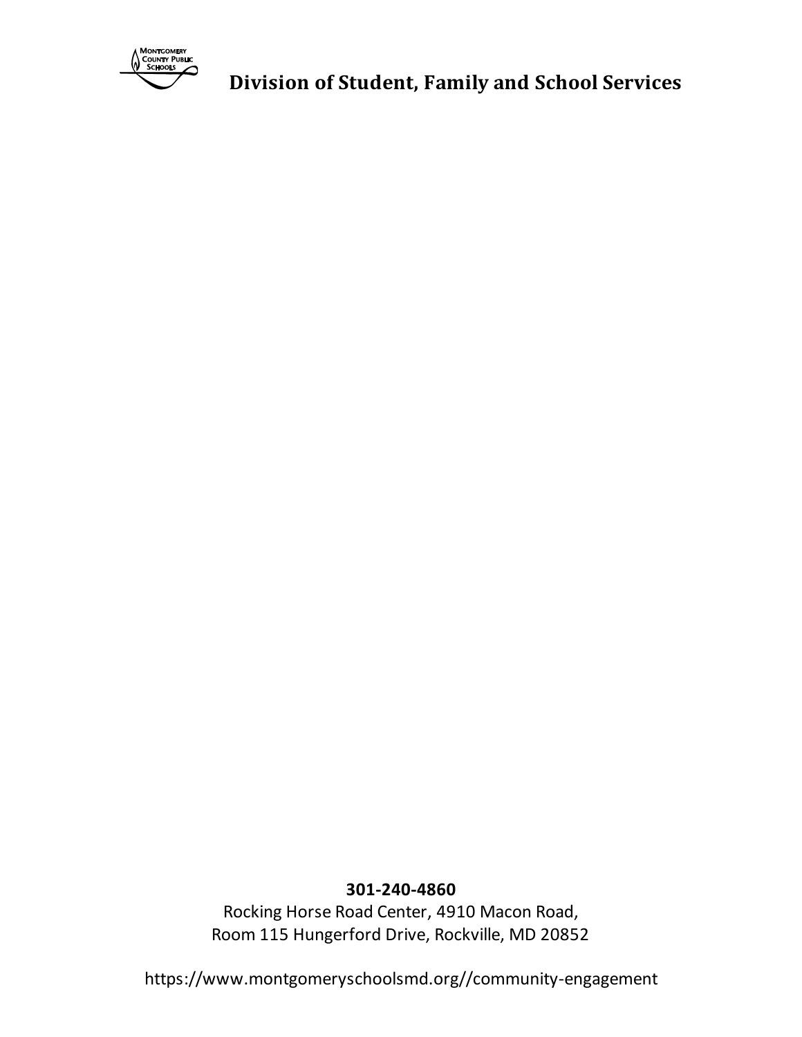# Division of Student, Family and School Services

**301-240-4860**

Rocking Horse Road Center, 4910 Macon Road,
Room 115 Hungerford Drive, Rockville, MD 20852

https://www.montgomeryschoolsmd.org//community-engagement